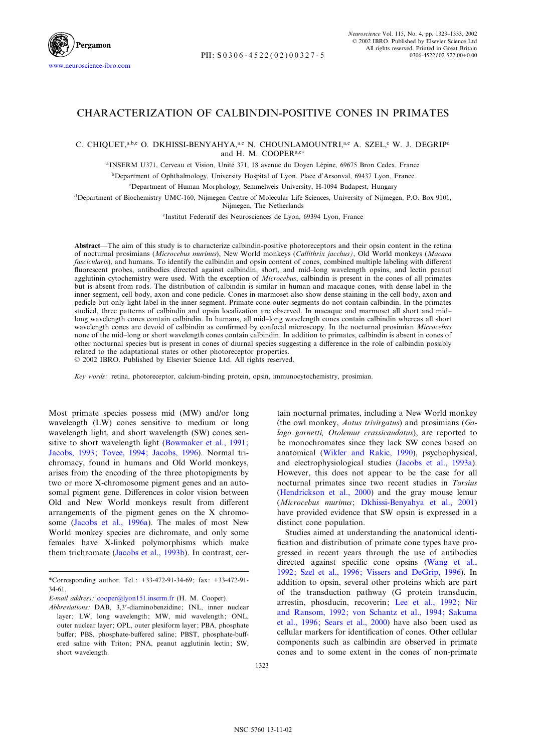# CHARACTERIZATION OF CALBINDIN-POSITIVE CONES IN PRIMATES

C. CHIQUET,[a,b,e] O. DKHISSI-BENYAHYA,[a,e] N. CHOUNLAMOUNTRI,[a,e] A. SZEL,[c] W. J. DEGRIP[d] and H. M. COOPER[a,e]*

[a]INSERM U371, Cerveau et Vision, Unité 371, 18 avenue du Doyen Lépine, 69675 Bron Cedex, France

[b]Department of Ophthalmology, University Hospital of Lyon, Place d'Arsonval, 69437 Lyon, France

[c]Department of Human Morphology, Semmelweis University, H-1094 Budapest, Hungary

[d]Department of Biochemistry UMC-160, Nijmegen Centre of Molecular Life Sciences, University of Nijmegen, P.O. Box 9101, Nijmegen, The Netherlands

[e]Institut Federatif des Neurosciences de Lyon, 69394 Lyon, France

**Abstract**—The aim of this study is to characterize calbindin-positive photoreceptors and their opsin content in the retina of nocturnal prosimians (*Microcebus murinus*), New World monkeys (*Callithrix jacchus)*, Old World monkeys (*Macaca fascicularis*), and humans. To identify the calbindin and opsin content of cones, combined multiple labeling with different fluorescent probes, antibodies directed against calbindin, short, and mid–long wavelength opsins, and lectin peanut agglutinin cytochemistry were used. With the exception of *Microcebus*, calbindin is present in the cones of all primates but is absent from rods. The distribution of calbindin is similar in human and macaque cones, with dense label in the inner segment, cell body, axon and cone pedicle. Cones in marmoset also show dense staining in the cell body, axon and pedicle but only light label in the inner segment. Primate cone outer segments do not contain calbindin. In the primates studied, three patterns of calbindin and opsin localization are observed. In macaque and marmoset all short and mid–long wavelength cones contain calbindin. In humans, all mid–long wavelength cones contain calbindin whereas all short wavelength cones are devoid of calbindin as confirmed by confocal microscopy. In the nocturnal prosimian *Microcebus* none of the mid–long or short wavelength cones contain calbindin. In addition to primates, calbindin is absent in cones of other nocturnal species but is present in cones of diurnal species suggesting a difference in the role of calbindin possibly related to the adaptational states or other photoreceptor properties.
© 2002 IBRO. Published by Elsevier Science Ltd. All rights reserved.

*Key words:* retina, photoreceptor, calcium-binding protein, opsin, immunocytochemistry, prosimian.

Most primate species possess mid (MW) and/or long wavelength (LW) cones sensitive to medium or long wavelength light, and short wavelength (SW) cones sensitive to short wavelength light (Bowmaker et al., 1991; Jacobs, 1993; Tovee, 1994; Jacobs, 1996). Normal trichromacy, found in humans and Old World monkeys, arises from the encoding of the three photopigments by two or more X-chromosome pigment genes and an autosomal pigment gene. Differences in color vision between Old and New World monkeys result from different arrangements of the pigment genes on the X chromosome (Jacobs et al., 1996a). The males of most New World monkey species are dichromate, and only some females have X-linked polymorphisms which make them trichromate (Jacobs et al., 1993b). In contrast, certain nocturnal primates, including a New World monkey (the owl monkey, *Aotus trivirgatus*) and prosimians (*Galago garnetti, Otolemur crassicaudatus*), are reported to be monochromates since they lack SW cones based on anatomical (Wikler and Rakic, 1990), psychophysical, and electrophysiological studies (Jacobs et al., 1993a). However, this does not appear to be the case for all nocturnal primates since two recent studies in *Tarsius* (Hendrickson et al., 2000) and the gray mouse lemur (*Microcebus murinus*; Dkhissi-Benyahya et al., 2001) have provided evidence that SW opsin is expressed in a distinct cone population.

Studies aimed at understanding the anatomical identification and distribution of primate cone types have progressed in recent years through the use of antibodies directed against specific cone opsins (Wang et al., 1992; Szel et al., 1996; Vissers and DeGrip, 1996). In addition to opsin, several other proteins which are part of the transduction pathway (G protein transducin, arrestin, phosducin, recoverin; Lee et al., 1992; Nir and Ransom, 1992; von Schantz et al., 1994; Sakuma et al., 1996; Sears et al., 2000) have also been used as cellular markers for identification of cones. Other cellular components such as calbindin are observed in primate cones and to some extent in the cones of non-primate

*Corresponding author. Tel.: +33-472-91-34-69; fax: +33-472-91-34-61.

*E-mail address:* cooper@lyon151.inserm.fr (H. M. Cooper).

*Abbreviations:* DAB, 3,3′-diaminobenzidine; INL, inner nuclear layer; LW, long wavelength; MW, mid wavelength; ONL, outer nuclear layer; OPL, outer plexiform layer; PBA, phosphate buffer; PBS, phosphate-buffered saline; PBST, phosphate-buffered saline with Triton; PNA, peanut agglutinin lectin; SW, short wavelength.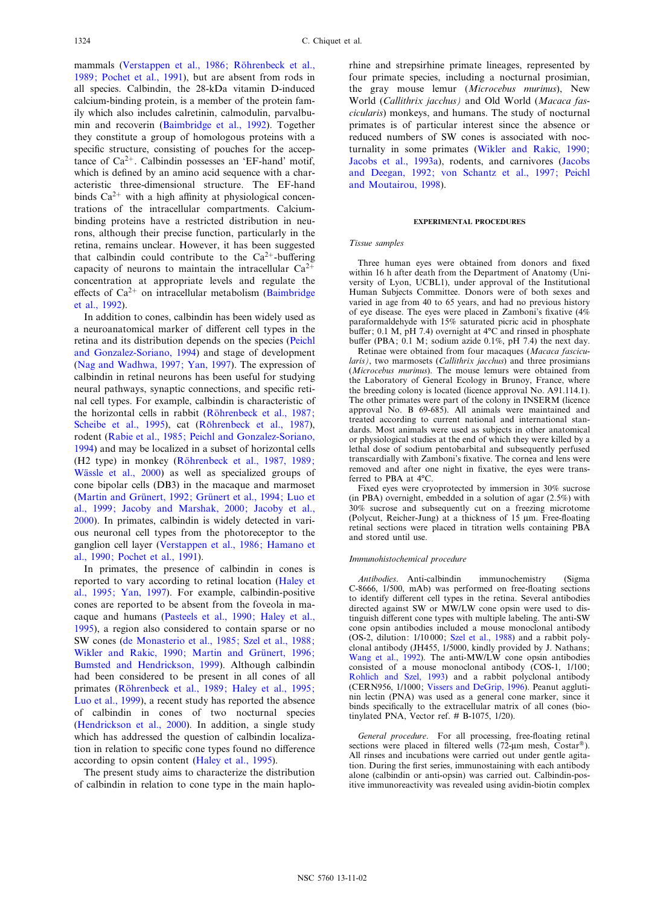mammals (Verstappen et al., 1986; Röhrenbeck et al., 1989; Pochet et al., 1991), but are absent from rods in all species. Calbindin, the 28-kDa vitamin D-induced calcium-binding protein, is a member of the protein family which also includes calretinin, calmodulin, parvalbumin and recoverin (Baimbridge et al., 1992). Together they constitute a group of homologous proteins with a specific structure, consisting of pouches for the acceptance of $Ca^{2+}$. Calbindin possesses an 'EF-hand' motif, which is defined by an amino acid sequence with a characteristic three-dimensional structure. The EF-hand binds $Ca^{2+}$ with a high affinity at physiological concentrations of the intracellular compartments. Calcium-binding proteins have a restricted distribution in neurons, although their precise function, particularly in the retina, remains unclear. However, it has been suggested that calbindin could contribute to the $Ca^{2+}$-buffering capacity of neurons to maintain the intracellular $Ca^{2+}$ concentration at appropriate levels and regulate the effects of $Ca^{2+}$ on intracellular metabolism (Baimbridge et al., 1992).

In addition to cones, calbindin has been widely used as a neuroanatomical marker of different cell types in the retina and its distribution depends on the species (Peichl and Gonzalez-Soriano, 1994) and stage of development (Nag and Wadhwa, 1997; Yan, 1997). The expression of calbindin in retinal neurons has been useful for studying neural pathways, synaptic connections, and specific retinal cell types. For example, calbindin is characteristic of the horizontal cells in rabbit (Röhrenbeck et al., 1987; Scheibe et al., 1995), cat (Röhrenbeck et al., 1987), rodent (Rabie et al., 1985; Peichl and Gonzalez-Soriano, 1994) and may be localized in a subset of horizontal cells (H2 type) in monkey (Röhrenbeck et al., 1987, 1989; Wässle et al., 2000) as well as specialized groups of cone bipolar cells (DB3) in the macaque and marmoset (Martin and Grünert, 1992; Grünert et al., 1994; Luo et al., 1999; Jacoby and Marshak, 2000; Jacoby et al., 2000). In primates, calbindin is widely detected in various neuronal cell types from the photoreceptor to the ganglion cell layer (Verstappen et al., 1986; Hamano et al., 1990; Pochet et al., 1991).

In primates, the presence of calbindin in cones is reported to vary according to retinal location (Haley et al., 1995; Yan, 1997). For example, calbindin-positive cones are reported to be absent from the foveola in macaque and humans (Pasteels et al., 1990; Haley et al., 1995), a region also considered to contain sparse or no SW cones (de Monasterio et al., 1985; Szel et al., 1988; Wikler and Rakic, 1990; Martin and Grünert, 1996; Bumsted and Hendrickson, 1999). Although calbindin had been considered to be present in all cones of all primates (Röhrenbeck et al., 1989; Haley et al., 1995; Luo et al., 1999), a recent study has reported the absence of calbindin in cones of two nocturnal species (Hendrickson et al., 2000). In addition, a single study which has addressed the question of calbindin localization in relation to specific cone types found no difference according to opsin content (Haley et al., 1995).

The present study aims to characterize the distribution of calbindin in relation to cone type in the main haplorhine and strepsirhine primate lineages, represented by four primate species, including a nocturnal prosimian, the gray mouse lemur (*Microcebus murinus*), New World (*Callithrix jacchus*) and Old World (*Macaca fascicularis*) monkeys, and humans. The study of nocturnal primates is of particular interest since the absence or reduced numbers of SW cones is associated with nocturnality in some primates (Wikler and Rakic, 1990; Jacobs et al., 1993a), rodents, and carnivores (Jacobs and Deegan, 1992; von Schantz et al., 1997; Peichl and Moutairou, 1998).

## EXPERIMENTAL PROCEDURES

### Tissue samples

Three human eyes were obtained from donors and fixed within 16 h after death from the Department of Anatomy (University of Lyon, UCBL1), under approval of the Institutional Human Subjects Committee. Donors were of both sexes and varied in age from 40 to 65 years, and had no previous history of eye disease. The eyes were placed in Zamboni's fixative (4% paraformaldehyde with 15% saturated picric acid in phosphate buffer; 0.1 M, pH 7.4) overnight at 4°C and rinsed in phosphate buffer (PBA; 0.1 M; sodium azide 0.1%, pH 7.4) the next day.

Retinae were obtained from four macaques (*Macaca fascicularis*), two marmosets (*Callithrix jacchus*) and three prosimians (*Microcebus murinus*). The mouse lemurs were obtained from the Laboratory of General Ecology in Brunoy, France, where the breeding colony is located (licence approval No. A91.114.1). The other primates were part of the colony in INSERM (licence approval No. B 69-685). All animals were maintained and treated according to current national and international standards. Most animals were used as subjects in other anatomical or physiological studies at the end of which they were killed by a lethal dose of sodium pentobarbital and subsequently perfused transcardially with Zamboni's fixative. The cornea and lens were removed and after one night in fixative, the eyes were transferred to PBA at 4°C.

Fixed eyes were cryoprotected by immersion in 30% sucrose (in PBA) overnight, embedded in a solution of agar (2.5%) with 30% sucrose and subsequently cut on a freezing microtome (Polycut, Reicher-Jung) at a thickness of 15 µm. Free-floating retinal sections were placed in titration wells containing PBA and stored until use.

### Immunohistochemical procedure

*Antibodies*. Anti-calbindin immunochemistry (Sigma C-8666, 1/500, mAb) was performed on free-floating sections to identify different cell types in the retina. Several antibodies directed against SW or MW/LW cone opsin were used to distinguish different cone types with multiple labeling. The anti-SW cone opsin antibodies included a mouse monoclonal antibody (OS-2, dilution: 1/10 000; Szel et al., 1988) and a rabbit polyclonal antibody (JH455, 1/5000, kindly provided by J. Nathans; Wang et al., 1992). The anti-MW/LW cone opsin antibodies consisted of a mouse monoclonal antibody (COS-1, 1/100; Rohlich and Szel, 1993) and a rabbit polyclonal antibody (CERN956, 1/1000; Vissers and DeGrip, 1996). Peanut agglutinin lectin (PNA) was used as a general cone marker, since it binds specifically to the extracellular matrix of all cones (biotinylated PNA, Vector ref. # B-1075, 1/20).

*General procedure*. For all processing, free-floating retinal sections were placed in filtered wells (72-µm mesh, Costar®). All rinses and incubations were carried out under gentle agitation. During the first series, immunostaining with each antibody alone (calbindin or anti-opsin) was carried out. Calbindin-positive immunoreactivity was revealed using avidin-biotin complex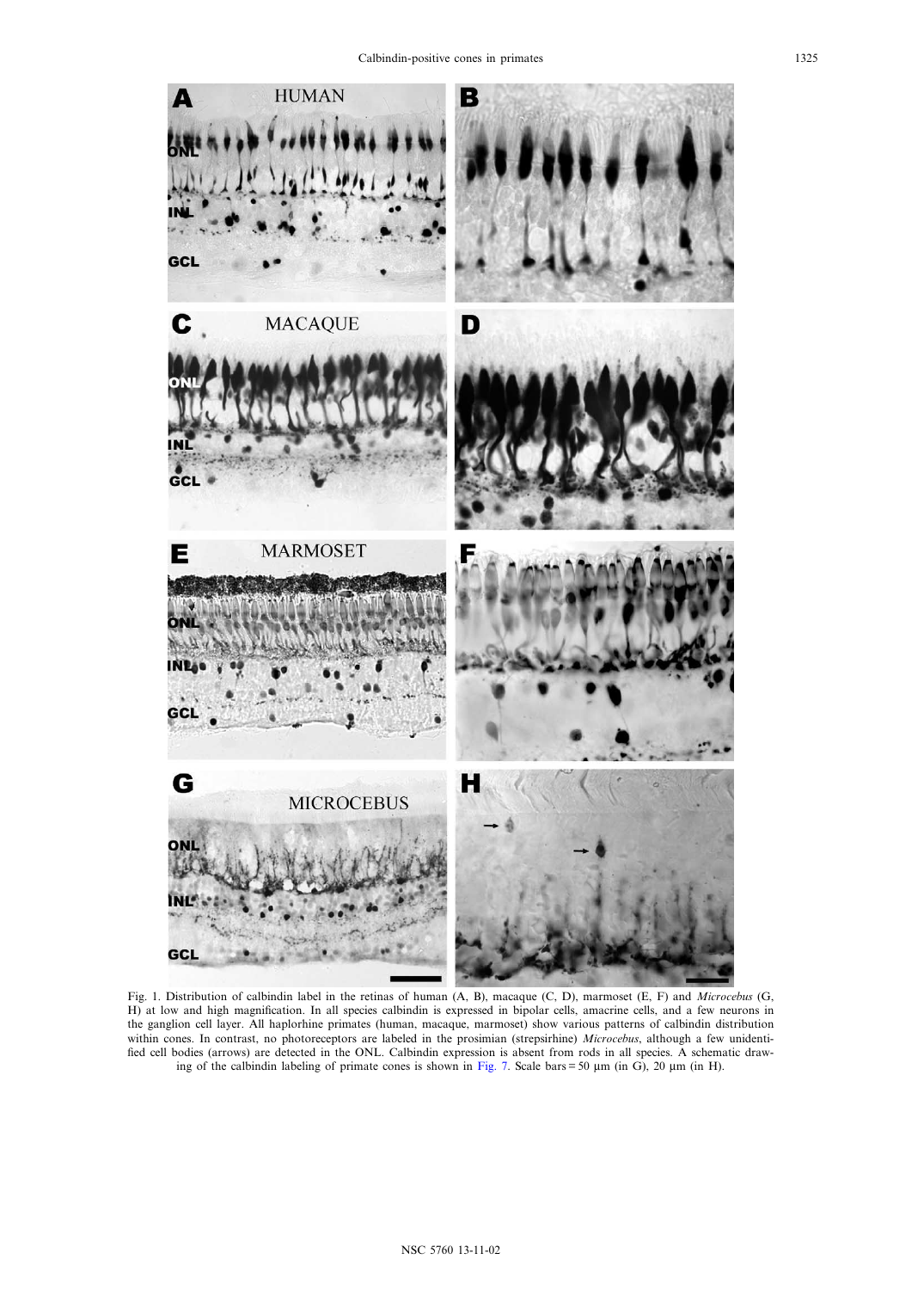Fig. 1. Distribution of calbindin label in the retinas of human (A, B), macaque (C, D), marmoset (E, F) and *Microcebus* (G, H) at low and high magnification. In all species calbindin is expressed in bipolar cells, amacrine cells, and a few neurons in the ganglion cell layer. All haplorhine primates (human, macaque, marmoset) show various patterns of calbindin distribution within cones. In contrast, no photoreceptors are labeled in the prosimian (strepsirhine) *Microcebus*, although a few unidentified cell bodies (arrows) are detected in the ONL. Calbindin expression is absent from rods in all species. A schematic drawing of the calbindin labeling of primate cones is shown in Fig. 7. Scale bars = 50 μm (in G), 20 μm (in H).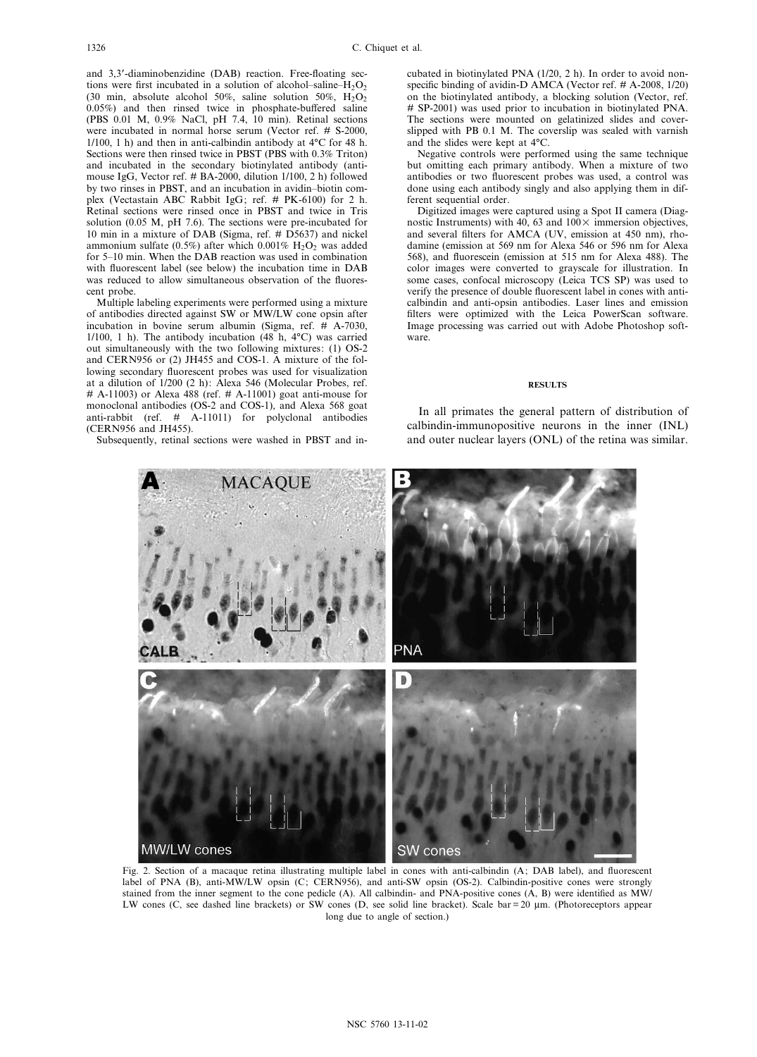and 3,3′-diaminobenzidine (DAB) reaction. Free-floating sections were first incubated in a solution of alcohol–saline–$H_2O_2$ (30 min, absolute alcohol 50%, saline solution 50%, $H_2O_2$ 0.05%) and then rinsed twice in phosphate-buffered saline (PBS 0.01 M, 0.9% NaCl, pH 7.4, 10 min). Retinal sections were incubated in normal horse serum (Vector ref. # S-2000, 1/100, 1 h) and then in anti-calbindin antibody at 4°C for 48 h. Sections were then rinsed twice in PBST (PBS with 0.3% Triton) and incubated in the secondary biotinylated antibody (anti-mouse IgG, Vector ref. # BA-2000, dilution 1/100, 2 h) followed by two rinses in PBST, and an incubation in avidin–biotin complex (Vectastain ABC Rabbit IgG; ref. # PK-6100) for 2 h. Retinal sections were rinsed once in PBST and twice in Tris solution (0.05 M, pH 7.6). The sections were pre-incubated for 10 min in a mixture of DAB (Sigma, ref. # D5637) and nickel ammonium sulfate (0.5%) after which 0.001% $H_2O_2$ was added for 5–10 min. When the DAB reaction was used in combination with fluorescent label (see below) the incubation time in DAB was reduced to allow simultaneous observation of the fluorescent probe.

Multiple labeling experiments were performed using a mixture of antibodies directed against SW or MW/LW cone opsin after incubation in bovine serum albumin (Sigma, ref. # A-7030, 1/100, 1 h). The antibody incubation (48 h, 4°C) was carried out simultaneously with the two following mixtures: (1) OS-2 and CERN956 or (2) JH455 and COS-1. A mixture of the following secondary fluorescent probes was used for visualization at a dilution of 1/200 (2 h): Alexa 546 (Molecular Probes, ref. # A-11003) or Alexa 488 (ref. # A-11001) goat anti-mouse for monoclonal antibodies (OS-2 and COS-1), and Alexa 568 goat anti-rabbit (ref. # A-11011) for polyclonal antibodies (CERN956 and JH455).

Subsequently, retinal sections were washed in PBST and incubated in biotinylated PNA (1/20, 2 h). In order to avoid non-specific binding of avidin-D AMCA (Vector ref. # A-2008, 1/20) on the biotinylated antibody, a blocking solution (Vector, ref. # SP-2001) was used prior to incubation in biotinylated PNA. The sections were mounted on gelatinized slides and cover-slipped with PB 0.1 M. The coverslip was sealed with varnish and the slides were kept at 4°C.

Negative controls were performed using the same technique but omitting each primary antibody. When a mixture of two antibodies or two fluorescent probes was used, a control was done using each antibody singly and also applying them in different sequential order.

Digitized images were captured using a Spot II camera (Diagnostic Instruments) with 40, 63 and 100× immersion objectives, and several filters for AMCA (UV, emission at 450 nm), rhodamine (emission at 569 nm for Alexa 546 or 596 nm for Alexa 568), and fluorescein (emission at 515 nm for Alexa 488). The color images were converted to grayscale for illustration. In some cases, confocal microscopy (Leica TCS SP) was used to verify the presence of double fluorescent label in cones with anti-calbindin and anti-opsin antibodies. Laser lines and emission filters were optimized with the Leica PowerScan software. Image processing was carried out with Adobe Photoshop software.

## RESULTS

In all primates the general pattern of distribution of calbindin-immunopositive neurons in the inner (INL) and outer nuclear layers (ONL) of the retina was similar.

Fig. 2. Section of a macaque retina illustrating multiple label in cones with anti-calbindin (A; DAB label), and fluorescent label of PNA (B), anti-MW/LW opsin (C; CERN956), and anti-SW opsin (OS-2). Calbindin-positive cones were strongly stained from the inner segment to the cone pedicle (A). All calbindin- and PNA-positive cones (A, B) were identified as MW/LW cones (C, see dashed line brackets) or SW cones (D, see solid line bracket). Scale bar = 20 μm. (Photoreceptors appear long due to angle of section.)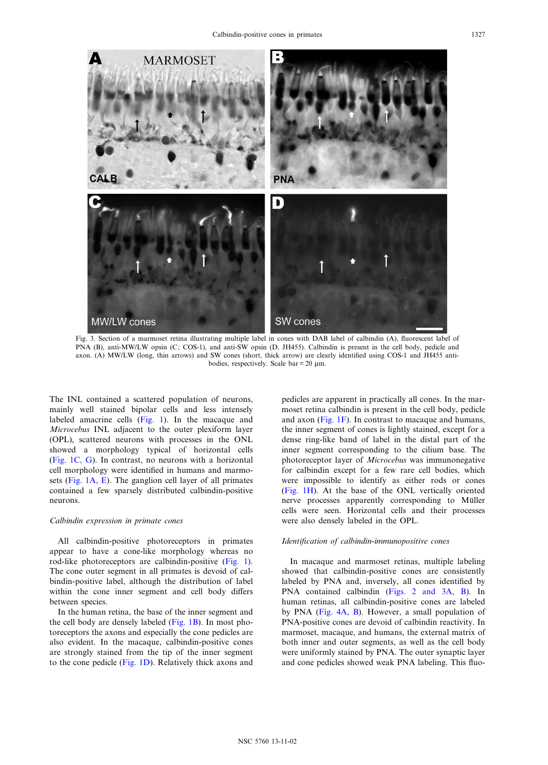Fig. 3. Section of a marmoset retina illustrating multiple label in cones with DAB label of calbindin (A), fluorescent label of PNA (B), anti-MW/LW opsin (C; COS-1), and anti-SW opsin (D, JH455). Calbindin is present in the cell body, pedicle and axon. (A) MW/LW (long, thin arrows) and SW cones (short, thick arrow) are clearly identified using COS-1 and JH455 antibodies, respectively. Scale bar = 20 µm.

The INL contained a scattered population of neurons, mainly well stained bipolar cells and less intensely labeled amacrine cells (Fig. 1). In the macaque and *Microcebus* INL adjacent to the outer plexiform layer (OPL), scattered neurons with processes in the ONL showed a morphology typical of horizontal cells (Fig. 1C, G). In contrast, no neurons with a horizontal cell morphology were identified in humans and marmosets (Fig. 1A, E). The ganglion cell layer of all primates contained a few sparsely distributed calbindin-positive neurons.

*Calbindin expression in primate cones*

All calbindin-positive photoreceptors in primates appear to have a cone-like morphology whereas no rod-like photoreceptors are calbindin-positive (Fig. 1). The cone outer segment in all primates is devoid of calbindin-positive label, although the distribution of label within the cone inner segment and cell body differs between species.

In the human retina, the base of the inner segment and the cell body are densely labeled (Fig. 1B). In most photoreceptors the axons and especially the cone pedicles are also evident. In the macaque, calbindin-positive cones are strongly stained from the tip of the inner segment to the cone pedicle (Fig. 1D). Relatively thick axons and pedicles are apparent in practically all cones. In the marmoset retina calbindin is present in the cell body, pedicle and axon (Fig. 1F). In contrast to macaque and humans, the inner segment of cones is lightly stained, except for a dense ring-like band of label in the distal part of the inner segment corresponding to the cilium base. The photoreceptor layer of *Microcebus* was immunonegative for calbindin except for a few rare cell bodies, which were impossible to identify as either rods or cones (Fig. 1H). At the base of the ONL vertically oriented nerve processes apparently corresponding to Müller cells were seen. Horizontal cells and their processes were also densely labeled in the OPL.

*Identification of calbindin-immunopositive cones*

In macaque and marmoset retinas, multiple labeling showed that calbindin-positive cones are consistently labeled by PNA and, inversely, all cones identified by PNA contained calbindin (Figs. 2 and 3A, B). In human retinas, all calbindin-positive cones are labeled by PNA (Fig. 4A, B). However, a small population of PNA-positive cones are devoid of calbindin reactivity. In marmoset, macaque, and humans, the external matrix of both inner and outer segments, as well as the cell body were uniformly stained by PNA. The outer synaptic layer and cone pedicles showed weak PNA labeling. This fluo-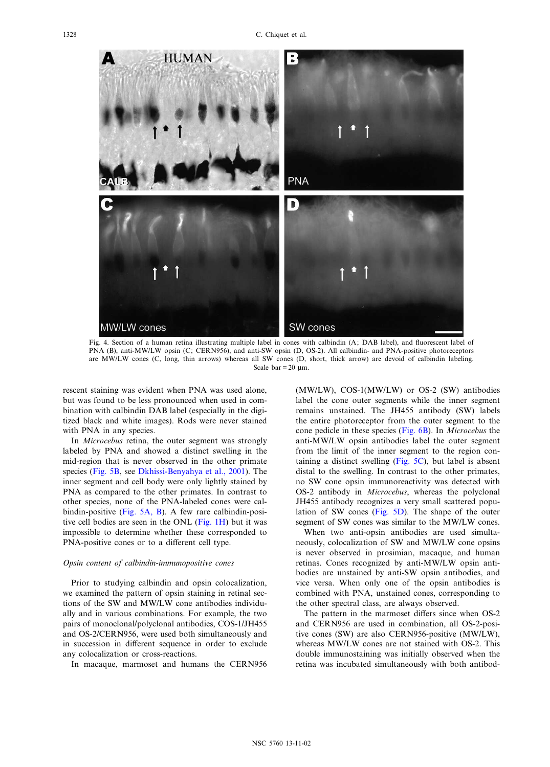Fig. 4. Section of a human retina illustrating multiple label in cones with calbindin (A; DAB label), and fluorescent label of PNA (B), anti-MW/LW opsin (C; CERN956), and anti-SW opsin (D, OS-2). All calbindin- and PNA-positive photoreceptors are MW/LW cones (C, long, thin arrows) whereas all SW cones (D, short, thick arrow) are devoid of calbindin labeling. Scale bar = 20 µm.

rescent staining was evident when PNA was used alone, but was found to be less pronounced when used in combination with calbindin DAB label (especially in the digitized black and white images). Rods were never stained with PNA in any species.

In *Microcebus* retina, the outer segment was strongly labeled by PNA and showed a distinct swelling in the mid-region that is never observed in the other primate species (Fig. 5B, see Dkhissi-Benyahya et al., 2001). The inner segment and cell body were only lightly stained by PNA as compared to the other primates. In contrast to other species, none of the PNA-labeled cones were calbindin-positive (Fig. 5A, B). A few rare calbindin-positive cell bodies are seen in the ONL (Fig. 1H) but it was impossible to determine whether these corresponded to PNA-positive cones or to a different cell type.

### *Opsin content of calbindin-immunopositive cones*

Prior to studying calbindin and opsin colocalization, we examined the pattern of opsin staining in retinal sections of the SW and MW/LW cone antibodies individually and in various combinations. For example, the two pairs of monoclonal/polyclonal antibodies, COS-1/JH455 and OS-2/CERN956, were used both simultaneously and in succession in different sequence in order to exclude any colocalization or cross-reactions.

In macaque, marmoset and humans the CERN956 (MW/LW), COS-1(MW/LW) or OS-2 (SW) antibodies label the cone outer segments while the inner segment remains unstained. The JH455 antibody (SW) labels the entire photoreceptor from the outer segment to the cone pedicle in these species (Fig. 6B). In *Microcebus* the anti-MW/LW opsin antibodies label the outer segment from the limit of the inner segment to the region containing a distinct swelling (Fig. 5C), but label is absent distal to the swelling. In contrast to the other primates, no SW cone opsin immunoreactivity was detected with OS-2 antibody in *Microcebus*, whereas the polyclonal JH455 antibody recognizes a very small scattered population of SW cones (Fig. 5D). The shape of the outer segment of SW cones was similar to the MW/LW cones.

When two anti-opsin antibodies are used simultaneously, colocalization of SW and MW/LW cone opsins is never observed in prosimian, macaque, and human retinas. Cones recognized by anti-MW/LW opsin antibodies are unstained by anti-SW opsin antibodies, and vice versa. When only one of the opsin antibodies is combined with PNA, unstained cones, corresponding to the other spectral class, are always observed.

The pattern in the marmoset differs since when OS-2 and CERN956 are used in combination, all OS-2-positive cones (SW) are also CERN956-positive (MW/LW), whereas MW/LW cones are not stained with OS-2. This double immunostaining was initially observed when the retina was incubated simultaneously with both antibod-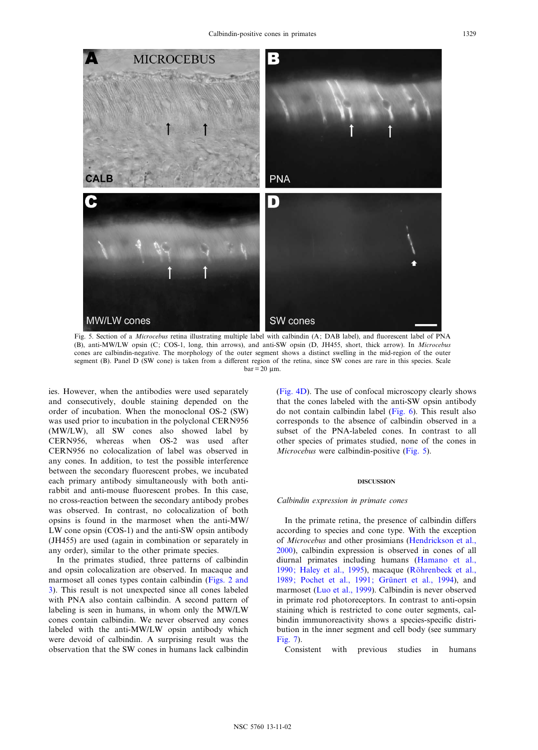Fig. 5. Section of a *Microcebus* retina illustrating multiple label with calbindin (A; DAB label), and fluorescent label of PNA (B), anti-MW/LW opsin (C; COS-1, long, thin arrows), and anti-SW opsin (D, JH455, short, thick arrow). In *Microcebus* cones are calbindin-negative. The morphology of the outer segment shows a distinct swelling in the mid-region of the outer segment (B). Panel D (SW cone) is taken from a different region of the retina, since SW cones are rare in this species. Scale bar = 20 μm.

ies. However, when the antibodies were used separately and consecutively, double staining depended on the order of incubation. When the monoclonal OS-2 (SW) was used prior to incubation in the polyclonal CERN956 (MW/LW), all SW cones also showed label by CERN956, whereas when OS-2 was used after CERN956 no colocalization of label was observed in any cones. In addition, to test the possible interference between the secondary fluorescent probes, we incubated each primary antibody simultaneously with both anti-rabbit and anti-mouse fluorescent probes. In this case, no cross-reaction between the secondary antibody probes was observed. In contrast, no colocalization of both opsins is found in the marmoset when the anti-MW/LW cone opsin (COS-1) and the anti-SW opsin antibody (JH455) are used (again in combination or separately in any order), similar to the other primate species.

In the primates studied, three patterns of calbindin and opsin colocalization are observed. In macaque and marmoset all cones types contain calbindin (Figs. 2 and 3). This result is not unexpected since all cones labeled with PNA also contain calbindin. A second pattern of labeling is seen in humans, in whom only the MW/LW cones contain calbindin. We never observed any cones labeled with the anti-MW/LW opsin antibody which were devoid of calbindin. A surprising result was the observation that the SW cones in humans lack calbindin (Fig. 4D). The use of confocal microscopy clearly shows that the cones labeled with the anti-SW opsin antibody do not contain calbindin label (Fig. 6). This result also corresponds to the absence of calbindin observed in a subset of the PNA-labeled cones. In contrast to all other species of primates studied, none of the cones in *Microcebus* were calbindin-positive (Fig. 5).

## DISCUSSION

### *Calbindin expression in primate cones*

In the primate retina, the presence of calbindin differs according to species and cone type. With the exception of *Microcebus* and other prosimians (Hendrickson et al., 2000), calbindin expression is observed in cones of all diurnal primates including humans (Hamano et al., 1990; Haley et al., 1995), macaque (Röhrenbeck et al., 1989; Pochet et al., 1991; Grünert et al., 1994), and marmoset (Luo et al., 1999). Calbindin is never observed in primate rod photoreceptors. In contrast to anti-opsin staining which is restricted to cone outer segments, calbindin immunoreactivity shows a species-specific distribution in the inner segment and cell body (see summary Fig. 7).

Consistent with previous studies in humans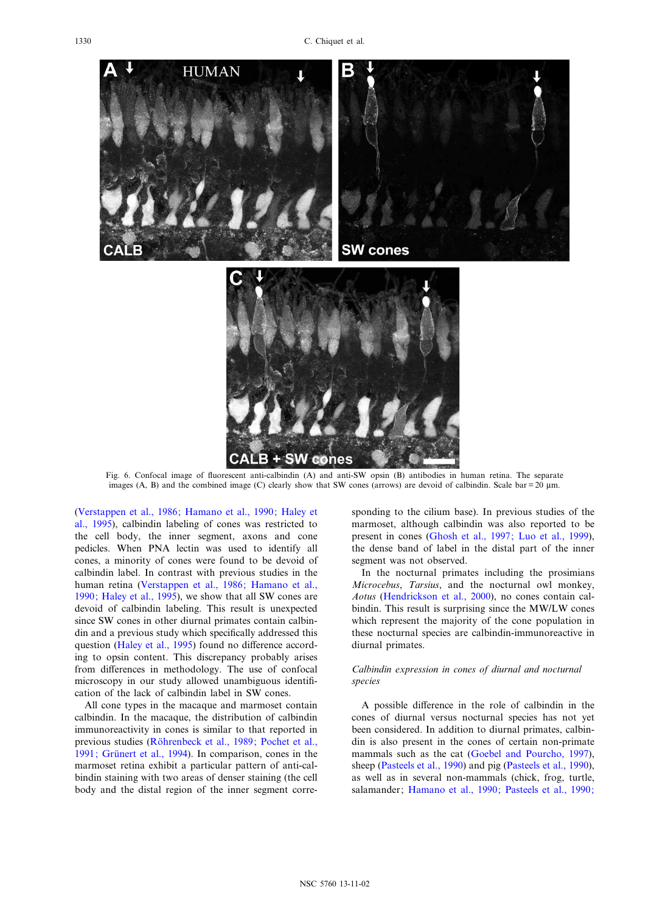Fig. 6. Confocal image of fluorescent anti-calbindin (A) and anti-SW opsin (B) antibodies in human retina. The separate images (A, B) and the combined image (C) clearly show that SW cones (arrows) are devoid of calbindin. Scale bar = 20 μm.

(Verstappen et al., 1986; Hamano et al., 1990; Haley et al., 1995), calbindin labeling of cones was restricted to the cell body, the inner segment, axons and cone pedicles. When PNA lectin was used to identify all cones, a minority of cones were found to be devoid of calbindin label. In contrast with previous studies in the human retina (Verstappen et al., 1986; Hamano et al., 1990; Haley et al., 1995), we show that all SW cones are devoid of calbindin labeling. This result is unexpected since SW cones in other diurnal primates contain calbindin and a previous study which specifically addressed this question (Haley et al., 1995) found no difference according to opsin content. This discrepancy probably arises from differences in methodology. The use of confocal microscopy in our study allowed unambiguous identification of the lack of calbindin label in SW cones.

All cone types in the macaque and marmoset contain calbindin. In the macaque, the distribution of calbindin immunoreactivity in cones is similar to that reported in previous studies (Röhrenbeck et al., 1989; Pochet et al., 1991; Grünert et al., 1994). In comparison, cones in the marmoset retina exhibit a particular pattern of anti-calbindin staining with two areas of denser staining (the cell body and the distal region of the inner segment corresponding to the cilium base). In previous studies of the marmoset, although calbindin was also reported to be present in cones (Ghosh et al., 1997; Luo et al., 1999), the dense band of label in the distal part of the inner segment was not observed.

In the nocturnal primates including the prosimians *Microcebus*, *Tarsius*, and the nocturnal owl monkey, *Aotus* (Hendrickson et al., 2000), no cones contain calbindin. This result is surprising since the MW/LW cones which represent the majority of the cone population in these nocturnal species are calbindin-immunoreactive in diurnal primates.

### *Calbindin expression in cones of diurnal and nocturnal species*

A possible difference in the role of calbindin in the cones of diurnal versus nocturnal species has not yet been considered. In addition to diurnal primates, calbindin is also present in the cones of certain non-primate mammals such as the cat (Goebel and Pourcho, 1997), sheep (Pasteels et al., 1990) and pig (Pasteels et al., 1990), as well as in several non-mammals (chick, frog, turtle, salamander; Hamano et al., 1990; Pasteels et al., 1990;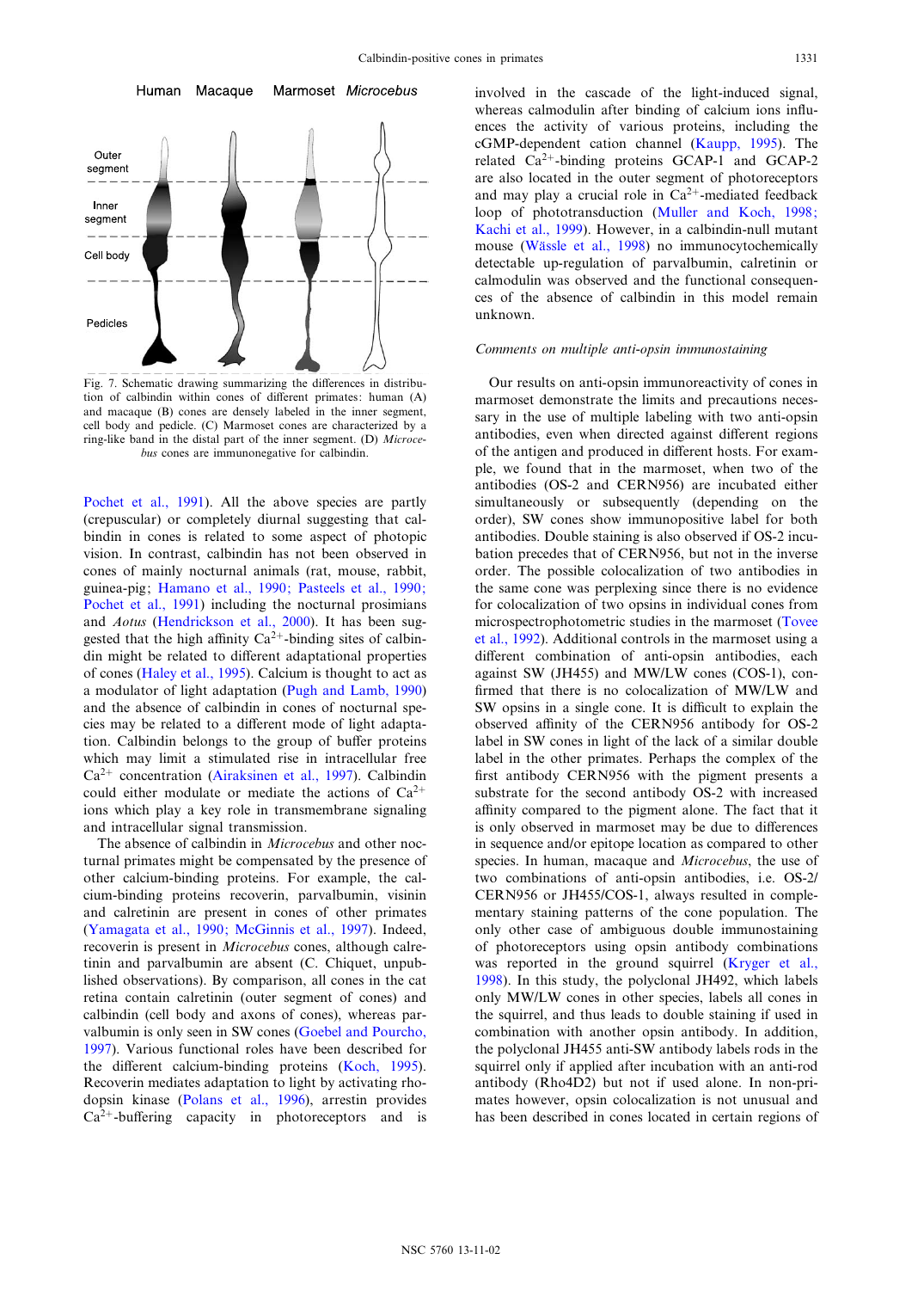Fig. 7. Schematic drawing summarizing the differences in distribution of calbindin within cones of different primates: human (A) and macaque (B) cones are densely labeled in the inner segment, cell body and pedicle. (C) Marmoset cones are characterized by a ring-like band in the distal part of the inner segment. (D) *Microcebus* cones are immunonegative for calbindin.

Pochet et al., 1991). All the above species are partly (crepuscular) or completely diurnal suggesting that calbindin in cones is related to some aspect of photopic vision. In contrast, calbindin has not been observed in cones of mainly nocturnal animals (rat, mouse, rabbit, guinea-pig; Hamano et al., 1990; Pasteels et al., 1990; Pochet et al., 1991) including the nocturnal prosimians and *Aotus* (Hendrickson et al., 2000). It has been suggested that the high affinity $Ca^{2+}$-binding sites of calbindin might be related to different adaptational properties of cones (Haley et al., 1995). Calcium is thought to act as a modulator of light adaptation (Pugh and Lamb, 1990) and the absence of calbindin in cones of nocturnal species may be related to a different mode of light adaptation. Calbindin belongs to the group of buffer proteins which may limit a stimulated rise in intracellular free $Ca^{2+}$ concentration (Airaksinen et al., 1997). Calbindin could either modulate or mediate the actions of $Ca^{2+}$ ions which play a key role in transmembrane signaling and intracellular signal transmission.

The absence of calbindin in *Microcebus* and other nocturnal primates might be compensated by the presence of other calcium-binding proteins. For example, the calcium-binding proteins recoverin, parvalbumin, visinin and calretinin are present in cones of other primates (Yamagata et al., 1990; McGinnis et al., 1997). Indeed, recoverin is present in *Microcebus* cones, although calretinin and parvalbumin are absent (C. Chiquet, unpublished observations). By comparison, all cones in the cat retina contain calretinin (outer segment of cones) and calbindin (cell body and axons of cones), whereas parvalbumin is only seen in SW cones (Goebel and Pourcho, 1997). Various functional roles have been described for the different calcium-binding proteins (Koch, 1995). Recoverin mediates adaptation to light by activating rhodopsin kinase (Polans et al., 1996), arrestin provides $Ca^{2+}$-buffering capacity in photoreceptors and is involved in the cascade of the light-induced signal, whereas calmodulin after binding of calcium ions influences the activity of various proteins, including the cGMP-dependent cation channel (Kaupp, 1995). The related $Ca^{2+}$-binding proteins GCAP-1 and GCAP-2 are also located in the outer segment of photoreceptors and may play a crucial role in $Ca^{2+}$-mediated feedback loop of phototransduction (Muller and Koch, 1998; Kachi et al., 1999). However, in a calbindin-null mutant mouse (Wässle et al., 1998) no immunocytochemically detectable up-regulation of parvalbumin, calretinin or calmodulin was observed and the functional consequences of the absence of calbindin in this model remain unknown.

### *Comments on multiple anti-opsin immunostaining*

Our results on anti-opsin immunoreactivity of cones in marmoset demonstrate the limits and precautions necessary in the use of multiple labeling with two anti-opsin antibodies, even when directed against different regions of the antigen and produced in different hosts. For example, we found that in the marmoset, when two of the antibodies (OS-2 and CERN956) are incubated either simultaneously or subsequently (depending on the order), SW cones show immunopositive label for both antibodies. Double staining is also observed if OS-2 incubation precedes that of CERN956, but not in the inverse order. The possible colocalization of two antibodies in the same cone was perplexing since there is no evidence for colocalization of two opsins in individual cones from microspectrophotometric studies in the marmoset (Tovee et al., 1992). Additional controls in the marmoset using a different combination of anti-opsin antibodies, each against SW (JH455) and MW/LW cones (COS-1), confirmed that there is no colocalization of MW/LW and SW opsins in a single cone. It is difficult to explain the observed affinity of the CERN956 antibody for OS-2 label in SW cones in light of the lack of a similar double label in the other primates. Perhaps the complex of the first antibody CERN956 with the pigment presents a substrate for the second antibody OS-2 with increased affinity compared to the pigment alone. The fact that it is only observed in marmoset may be due to differences in sequence and/or epitope location as compared to other species. In human, macaque and *Microcebus*, the use of two combinations of anti-opsin antibodies, i.e. OS-2/CERN956 or JH455/COS-1, always resulted in complementary staining patterns of the cone population. The only other case of ambiguous double immunostaining of photoreceptors using opsin antibody combinations was reported in the ground squirrel (Kryger et al., 1998). In this study, the polyclonal JH492, which labels only MW/LW cones in other species, labels all cones in the squirrel, and thus leads to double staining if used in combination with another opsin antibody. In addition, the polyclonal JH455 anti-SW antibody labels rods in the squirrel only if applied after incubation with an anti-rod antibody (Rho4D2) but not if used alone. In non-primates however, opsin colocalization is not unusual and has been described in cones located in certain regions of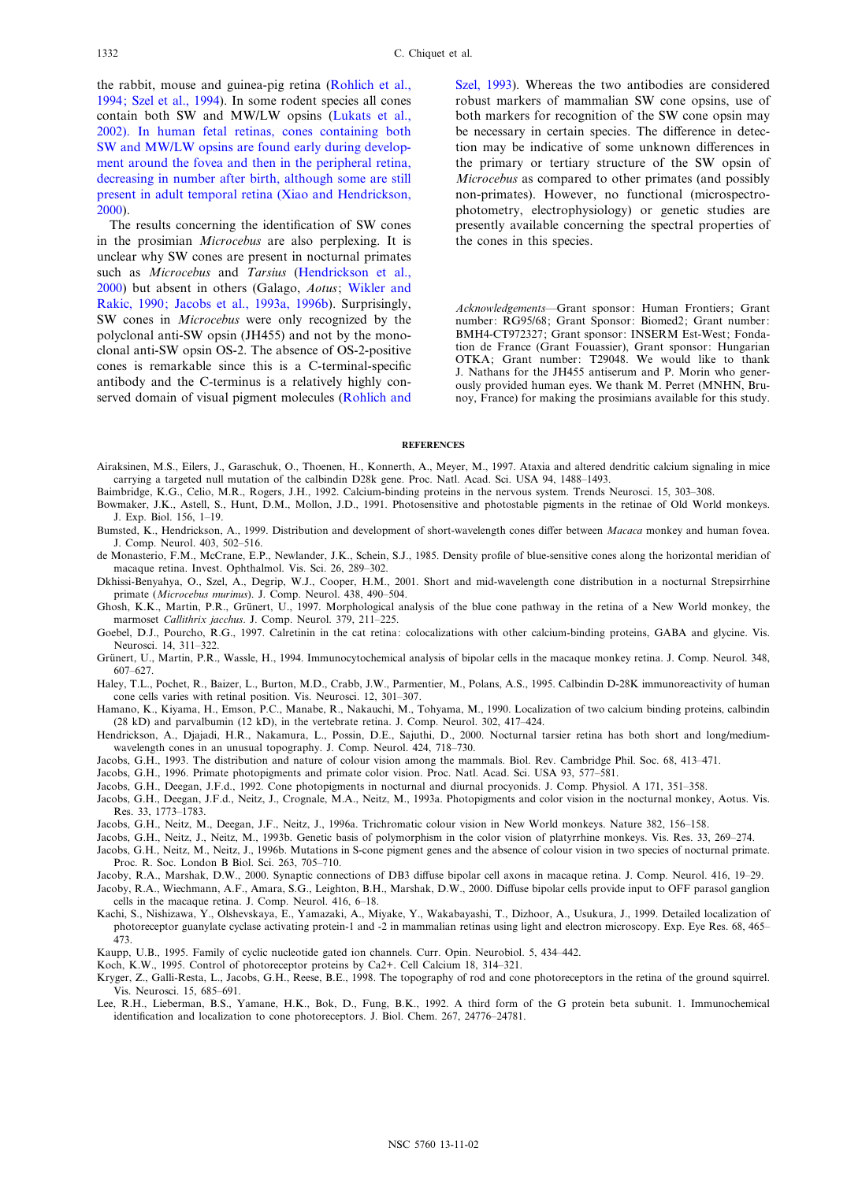the rabbit, mouse and guinea-pig retina (Rohlich et al., 1994; Szel et al., 1994). In some rodent species all cones contain both SW and MW/LW opsins (Lukats et al., 2002). In human fetal retinas, cones containing both SW and MW/LW opsins are found early during development around the fovea and then in the peripheral retina, decreasing in number after birth, although some are still present in adult temporal retina (Xiao and Hendrickson, 2000).

The results concerning the identification of SW cones in the prosimian *Microcebus* are also perplexing. It is unclear why SW cones are present in nocturnal primates such as *Microcebus* and *Tarsius* (Hendrickson et al., 2000) but absent in others (Galago, *Aotus*; Wikler and Rakic, 1990; Jacobs et al., 1993a, 1996b). Surprisingly, SW cones in *Microcebus* were only recognized by the polyclonal anti-SW opsin (JH455) and not by the monoclonal anti-SW opsin OS-2. The absence of OS-2-positive cones is remarkable since this is a C-terminal-specific antibody and the C-terminus is a relatively highly conserved domain of visual pigment molecules (Rohlich and Szel, 1993). Whereas the two antibodies are considered robust markers of mammalian SW cone opsins, use of both markers for recognition of the SW cone opsin may be necessary in certain species. The difference in detection may be indicative of some unknown differences in the primary or tertiary structure of the SW opsin of *Microcebus* as compared to other primates (and possibly non-primates). However, no functional (microspectrophotometry, electrophysiology) or genetic studies are presently available concerning the spectral properties of the cones in this species.

*Acknowledgements*—Grant sponsor: Human Frontiers; Grant number: RG95/68; Grant Sponsor: Biomed2; Grant number: BMH4-CT972327; Grant sponsor: INSERM Est-West; Fondation de France (Grant Fouassier), Grant sponsor: Hungarian OTKA; Grant number: T29048. We would like to thank J. Nathans for the JH455 antiserum and P. Morin who generously provided human eyes. We thank M. Perret (MNHN, Brunoy, France) for making the prosimians available for this study.

## REFERENCES

Airaksinen, M.S., Eilers, J., Garaschuk, O., Thoenen, H., Konnerth, A., Meyer, M., 1997. Ataxia and altered dendritic calcium signaling in mice carrying a targeted null mutation of the calbindin D28k gene. Proc. Natl. Acad. Sci. USA 94, 1488–1493.

Baimbridge, K.G., Celio, M.R., Rogers, J.H., 1992. Calcium-binding proteins in the nervous system. Trends Neurosci. 15, 303–308.

Bowmaker, J.K., Astell, S., Hunt, D.M., Mollon, J.D., 1991. Photosensitive and photostable pigments in the retinae of Old World monkeys. J. Exp. Biol. 156, 1–19.

Bumsted, K., Hendrickson, A., 1999. Distribution and development of short-wavelength cones differ between *Macaca* monkey and human fovea. J. Comp. Neurol. 403, 502–516.

de Monasterio, F.M., McCrane, E.P., Newlander, J.K., Schein, S.J., 1985. Density profile of blue-sensitive cones along the horizontal meridian of macaque retina. Invest. Ophthalmol. Vis. Sci. 26, 289–302.

Dkhissi-Benyahya, O., Szel, A., Degrip, W.J., Cooper, H.M., 2001. Short and mid-wavelength cone distribution in a nocturnal Strepsirrhine primate (*Microcebus murinus*). J. Comp. Neurol. 438, 490–504.

Ghosh, K.K., Martin, P.R., Grünert, U., 1997. Morphological analysis of the blue cone pathway in the retina of a New World monkey, the marmoset *Callithrix jacchus*. J. Comp. Neurol. 379, 211–225.

Goebel, D.J., Pourcho, R.G., 1997. Calretinin in the cat retina: colocalizations with other calcium-binding proteins, GABA and glycine. Vis. Neurosci. 14, 311–322.

Grünert, U., Martin, P.R., Wassle, H., 1994. Immunocytochemical analysis of bipolar cells in the macaque monkey retina. J. Comp. Neurol. 348, 607–627.

Haley, T.L., Pochet, R., Baizer, L., Burton, M.D., Crabb, J.W., Parmentier, M., Polans, A.S., 1995. Calbindin D-28K immunoreactivity of human cone cells varies with retinal position. Vis. Neurosci. 12, 301–307.

Hamano, K., Kiyama, H., Emson, P.C., Manabe, R., Nakauchi, M., Tohyama, M., 1990. Localization of two calcium binding proteins, calbindin (28 kD) and parvalbumin (12 kD), in the vertebrate retina. J. Comp. Neurol. 302, 417–424.

Hendrickson, A., Djajadi, H.R., Nakamura, L., Possin, D.E., Sajuthi, D., 2000. Nocturnal tarsier retina has both short and long/medium-wavelength cones in an unusual topography. J. Comp. Neurol. 424, 718–730.

Jacobs, G.H., 1993. The distribution and nature of colour vision among the mammals. Biol. Rev. Cambridge Phil. Soc. 68, 413–471.

Jacobs, G.H., 1996. Primate photopigments and primate color vision. Proc. Natl. Acad. Sci. USA 93, 577–581.

Jacobs, G.H., Deegan, J.F.d., 1992. Cone photopigments in nocturnal and diurnal procyonids. J. Comp. Physiol. A 171, 351–358.

Jacobs, G.H., Deegan, J.F.d., Neitz, J., Crognale, M.A., Neitz, M., 1993a. Photopigments and color vision in the nocturnal monkey, Aotus. Vis. Res. 33, 1773–1783.

Jacobs, G.H., Neitz, M., Deegan, J.F., Neitz, J., 1996a. Trichromatic colour vision in New World monkeys. Nature 382, 156–158.

Jacobs, G.H., Neitz, J., Neitz, M., 1993b. Genetic basis of polymorphism in the color vision of platyrrhine monkeys. Vis. Res. 33, 269–274.

Jacobs, G.H., Neitz, M., Neitz, J., 1996b. Mutations in S-cone pigment genes and the absence of colour vision in two species of nocturnal primate. Proc. R. Soc. London B Biol. Sci. 263, 705–710.

Jacoby, R.A., Marshak, D.W., 2000. Synaptic connections of DB3 diffuse bipolar cell axons in macaque retina. J. Comp. Neurol. 416, 19–29.

Jacoby, R.A., Wiechmann, A.F., Amara, S.G., Leighton, B.H., Marshak, D.W., 2000. Diffuse bipolar cells provide input to OFF parasol ganglion cells in the macaque retina. J. Comp. Neurol. 416, 6–18.

Kachi, S., Nishizawa, Y., Olshevskaya, E., Yamazaki, A., Miyake, Y., Wakabayashi, T., Dizhoor, A., Usukura, J., 1999. Detailed localization of photoreceptor guanylate cyclase activating protein-1 and -2 in mammalian retinas using light and electron microscopy. Exp. Eye Res. 68, 465–473.

Kaupp, U.B., 1995. Family of cyclic nucleotide gated ion channels. Curr. Opin. Neurobiol. 5, 434–442.

Koch, K.W., 1995. Control of photoreceptor proteins by Ca2+. Cell Calcium 18, 314–321.

Kryger, Z., Galli-Resta, L., Jacobs, G.H., Reese, B.E., 1998. The topography of rod and cone photoreceptors in the retina of the ground squirrel. Vis. Neurosci. 15, 685–691.

Lee, R.H., Lieberman, B.S., Yamane, H.K., Bok, D., Fung, B.K., 1992. A third form of the G protein beta subunit. 1. Immunochemical identification and localization to cone photoreceptors. J. Biol. Chem. 267, 24776–24781.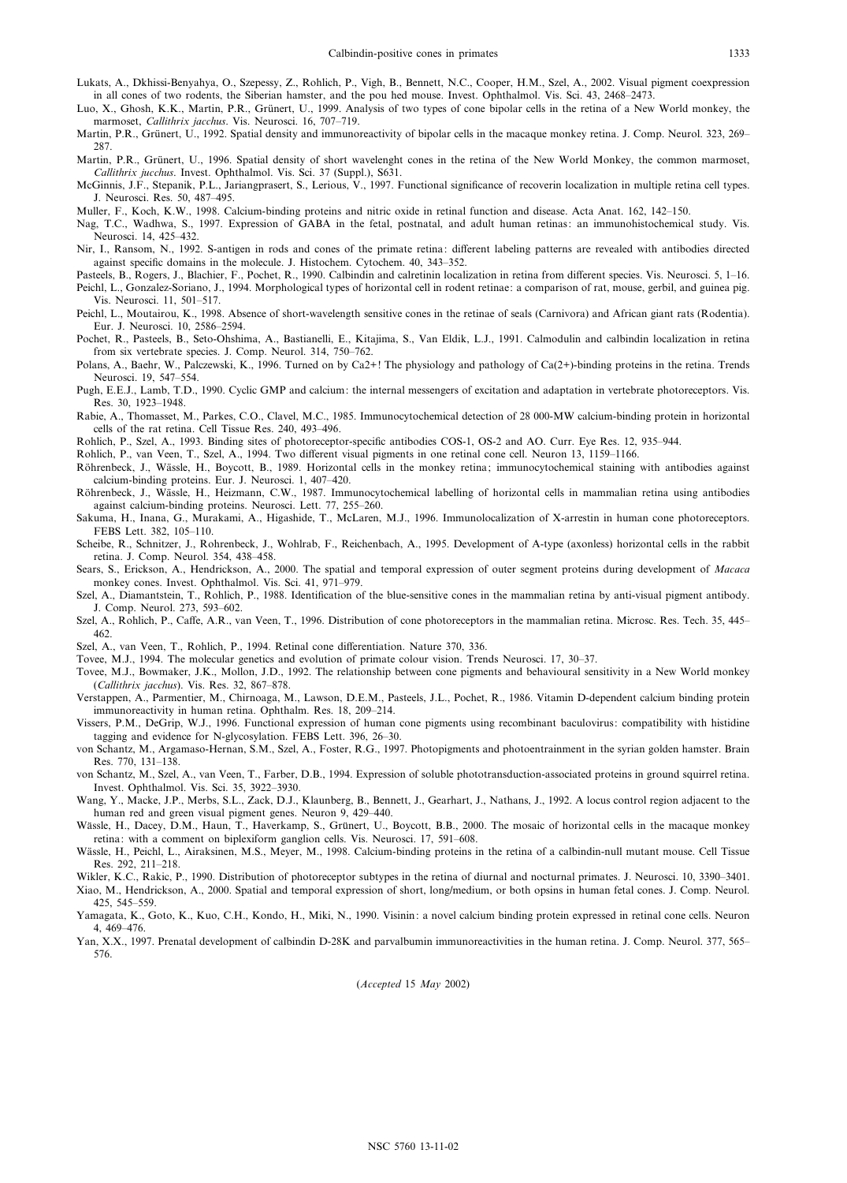Lukats, A., Dkhissi-Benyahya, O., Szepessy, Z., Rohlich, P., Vigh, B., Bennett, N.C., Cooper, H.M., Szel, A., 2002. Visual pigment coexpression in all cones of two rodents, the Siberian hamster, and the pou hed mouse. Invest. Ophthalmol. Vis. Sci. 43, 2468–2473.

Luo, X., Ghosh, K.K., Martin, P.R., Grünert, U., 1999. Analysis of two types of cone bipolar cells in the retina of a New World monkey, the marmoset, *Callithrix jacchus*. Vis. Neurosci. 16, 707–719.

Martin, P.R., Grünert, U., 1992. Spatial density and immunoreactivity of bipolar cells in the macaque monkey retina. J. Comp. Neurol. 323, 269–287.

Martin, P.R., Grünert, U., 1996. Spatial density of short wavelenght cones in the retina of the New World Monkey, the common marmoset, *Callithrix jucchus*. Invest. Ophthalmol. Vis. Sci. 37 (Suppl.), S631.

McGinnis, J.F., Stepanik, P.L., Jariangprasert, S., Lerious, V., 1997. Functional significance of recoverin localization in multiple retina cell types. J. Neurosci. Res. 50, 487–495.

Muller, F., Koch, K.W., 1998. Calcium-binding proteins and nitric oxide in retinal function and disease. Acta Anat. 162, 142–150.

Nag, T.C., Wadhwa, S., 1997. Expression of GABA in the fetal, postnatal, and adult human retinas: an immunohistochemical study. Vis. Neurosci. 14, 425–432.

Nir, I., Ransom, N., 1992. S-antigen in rods and cones of the primate retina: different labeling patterns are revealed with antibodies directed against specific domains in the molecule. J. Histochem. Cytochem. 40, 343–352.

Pasteels, B., Rogers, J., Blachier, F., Pochet, R., 1990. Calbindin and calretinin localization in retina from different species. Vis. Neurosci. 5, 1–16.

Peichl, L., Gonzalez-Soriano, J., 1994. Morphological types of horizontal cell in rodent retinae: a comparison of rat, mouse, gerbil, and guinea pig. Vis. Neurosci. 11, 501–517.

Peichl, L., Moutairou, K., 1998. Absence of short-wavelength sensitive cones in the retinae of seals (Carnivora) and African giant rats (Rodentia). Eur. J. Neurosci. 10, 2586–2594.

Pochet, R., Pasteels, B., Seto-Ohshima, A., Bastianelli, E., Kitajima, S., Van Eldik, L.J., 1991. Calmodulin and calbindin localization in retina from six vertebrate species. J. Comp. Neurol. 314, 750–762.

Polans, A., Baehr, W., Palczewski, K., 1996. Turned on by Ca2+! The physiology and pathology of Ca(2+)-binding proteins in the retina. Trends Neurosci. 19, 547–554.

Pugh, E.E.J., Lamb, T.D., 1990. Cyclic GMP and calcium: the internal messengers of excitation and adaptation in vertebrate photoreceptors. Vis. Res. 30, 1923–1948.

Rabie, A., Thomasset, M., Parkes, C.O., Clavel, M.C., 1985. Immunocytochemical detection of 28 000-MW calcium-binding protein in horizontal cells of the rat retina. Cell Tissue Res. 240, 493–496.

Rohlich, P., Szel, A., 1993. Binding sites of photoreceptor-specific antibodies COS-1, OS-2 and AO. Curr. Eye Res. 12, 935–944.

Rohlich, P., van Veen, T., Szel, A., 1994. Two different visual pigments in one retinal cone cell. Neuron 13, 1159–1166.

Röhrenbeck, J., Wässle, H., Boycott, B., 1989. Horizontal cells in the monkey retina; immunocytochemical staining with antibodies against calcium-binding proteins. Eur. J. Neurosci. 1, 407–420.

Röhrenbeck, J., Wässle, H., Heizmann, C.W., 1987. Immunocytochemical labelling of horizontal cells in mammalian retina using antibodies against calcium-binding proteins. Neurosci. Lett. 77, 255–260.

Sakuma, H., Inana, G., Murakami, A., Higashide, T., McLaren, M.J., 1996. Immunolocalization of X-arrestin in human cone photoreceptors. FEBS Lett. 382, 105–110.

Scheibe, R., Schnitzer, J., Rohrenbeck, J., Wohlrab, F., Reichenbach, A., 1995. Development of A-type (axonless) horizontal cells in the rabbit retina. J. Comp. Neurol. 354, 438–458.

Sears, S., Erickson, A., Hendrickson, A., 2000. The spatial and temporal expression of outer segment proteins during development of *Macaca* monkey cones. Invest. Ophthalmol. Vis. Sci. 41, 971–979.

Szel, A., Diamantstein, T., Rohlich, P., 1988. Identification of the blue-sensitive cones in the mammalian retina by anti-visual pigment antibody. J. Comp. Neurol. 273, 593–602.

Szel, A., Rohlich, P., Caffe, A.R., van Veen, T., 1996. Distribution of cone photoreceptors in the mammalian retina. Microsc. Res. Tech. 35, 445–462.

Szel, A., van Veen, T., Rohlich, P., 1994. Retinal cone differentiation. Nature 370, 336.

Tovee, M.J., 1994. The molecular genetics and evolution of primate colour vision. Trends Neurosci. 17, 30–37.

Tovee, M.J., Bowmaker, J.K., Mollon, J.D., 1992. The relationship between cone pigments and behavioural sensitivity in a New World monkey (*Callithrix jacchus*). Vis. Res. 32, 867–878.

Verstappen, A., Parmentier, M., Chirnoaga, M., Lawson, D.E.M., Pasteels, J.L., Pochet, R., 1986. Vitamin D-dependent calcium binding protein immunoreactivity in human retina. Ophthalm. Res. 18, 209–214.

Vissers, P.M., DeGrip, W.J., 1996. Functional expression of human cone pigments using recombinant baculovirus: compatibility with histidine tagging and evidence for N-glycosylation. FEBS Lett. 396, 26–30.

von Schantz, M., Argamaso-Hernan, S.M., Szel, A., Foster, R.G., 1997. Photopigments and photoentrainment in the syrian golden hamster. Brain Res. 770, 131–138.

von Schantz, M., Szel, A., van Veen, T., Farber, D.B., 1994. Expression of soluble phototransduction-associated proteins in ground squirrel retina. Invest. Ophthalmol. Vis. Sci. 35, 3922–3930.

Wang, Y., Macke, J.P., Merbs, S.L., Zack, D.J., Klaunberg, B., Bennett, J., Gearhart, J., Nathans, J., 1992. A locus control region adjacent to the human red and green visual pigment genes. Neuron 9, 429–440.

Wässle, H., Dacey, D.M., Haun, T., Haverkamp, S., Grünert, U., Boycott, B.B., 2000. The mosaic of horizontal cells in the macaque monkey retina: with a comment on biplexiform ganglion cells. Vis. Neurosci. 17, 591–608.

Wässle, H., Peichl, L., Airaksinen, M.S., Meyer, M., 1998. Calcium-binding proteins in the retina of a calbindin-null mutant mouse. Cell Tissue Res. 292, 211–218.

Wikler, K.C., Rakic, P., 1990. Distribution of photoreceptor subtypes in the retina of diurnal and nocturnal primates. J. Neurosci. 10, 3390–3401.

Xiao, M., Hendrickson, A., 2000. Spatial and temporal expression of short, long/medium, or both opsins in human fetal cones. J. Comp. Neurol. 425, 545–559.

Yamagata, K., Goto, K., Kuo, C.H., Kondo, H., Miki, N., 1990. Visinin: a novel calcium binding protein expressed in retinal cone cells. Neuron 4, 469–476.

Yan, X.X., 1997. Prenatal development of calbindin D-28K and parvalbumin immunoreactivities in the human retina. J. Comp. Neurol. 377, 565–576.

(*Accepted* 15 *May* 2002)